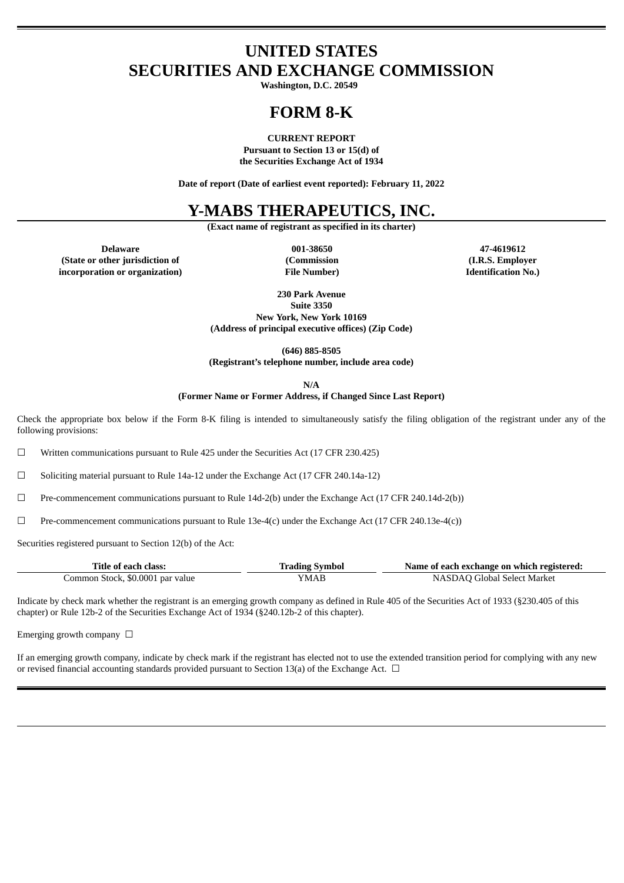# UNITED STATES
# SECURITIES AND EXCHANGE COMMISSION

**Washington, D.C. 20549**

# FORM 8-K

**CURRENT REPORT**
**Pursuant to Section 13 or 15(d) of**
**the Securities Exchange Act of 1934**

**Date of report (Date of earliest event reported): February 11, 2022**

# Y-MABS THERAPEUTICS, INC.

**(Exact name of registrant as specified in its charter)**

| Delaware | 001-38650 | 47-4619612 |
|---|---|---|
| (State or other jurisdiction of incorporation or organization) | (Commission File Number) | (I.R.S. Employer Identification No.) |

**230 Park Avenue**
**Suite 3350**
**New York, New York 10169**
**(Address of principal executive offices) (Zip Code)**

**(646) 885-8505**
**(Registrant's telephone number, include area code)**

**N/A**
**(Former Name or Former Address, if Changed Since Last Report)**

Check the appropriate box below if the Form 8-K filing is intended to simultaneously satisfy the filing obligation of the registrant under any of the following provisions:

☐ Written communications pursuant to Rule 425 under the Securities Act (17 CFR 230.425)

☐ Soliciting material pursuant to Rule 14a-12 under the Exchange Act (17 CFR 240.14a-12)

☐ Pre-commencement communications pursuant to Rule 14d-2(b) under the Exchange Act (17 CFR 240.14d-2(b))

☐ Pre-commencement communications pursuant to Rule 13e-4(c) under the Exchange Act (17 CFR 240.13e-4(c))

Securities registered pursuant to Section 12(b) of the Act:

| Title of each class: | Trading Symbol | Name of each exchange on which registered: |
|---|---|---|
| Common Stock, $0.0001 par value | YMAB | NASDAQ Global Select Market |

Indicate by check mark whether the registrant is an emerging growth company as defined in Rule 405 of the Securities Act of 1933 (§230.405 of this chapter) or Rule 12b-2 of the Securities Exchange Act of 1934 (§240.12b-2 of this chapter).

Emerging growth company ☐

If an emerging growth company, indicate by check mark if the registrant has elected not to use the extended transition period for complying with any new or revised financial accounting standards provided pursuant to Section 13(a) of the Exchange Act. ☐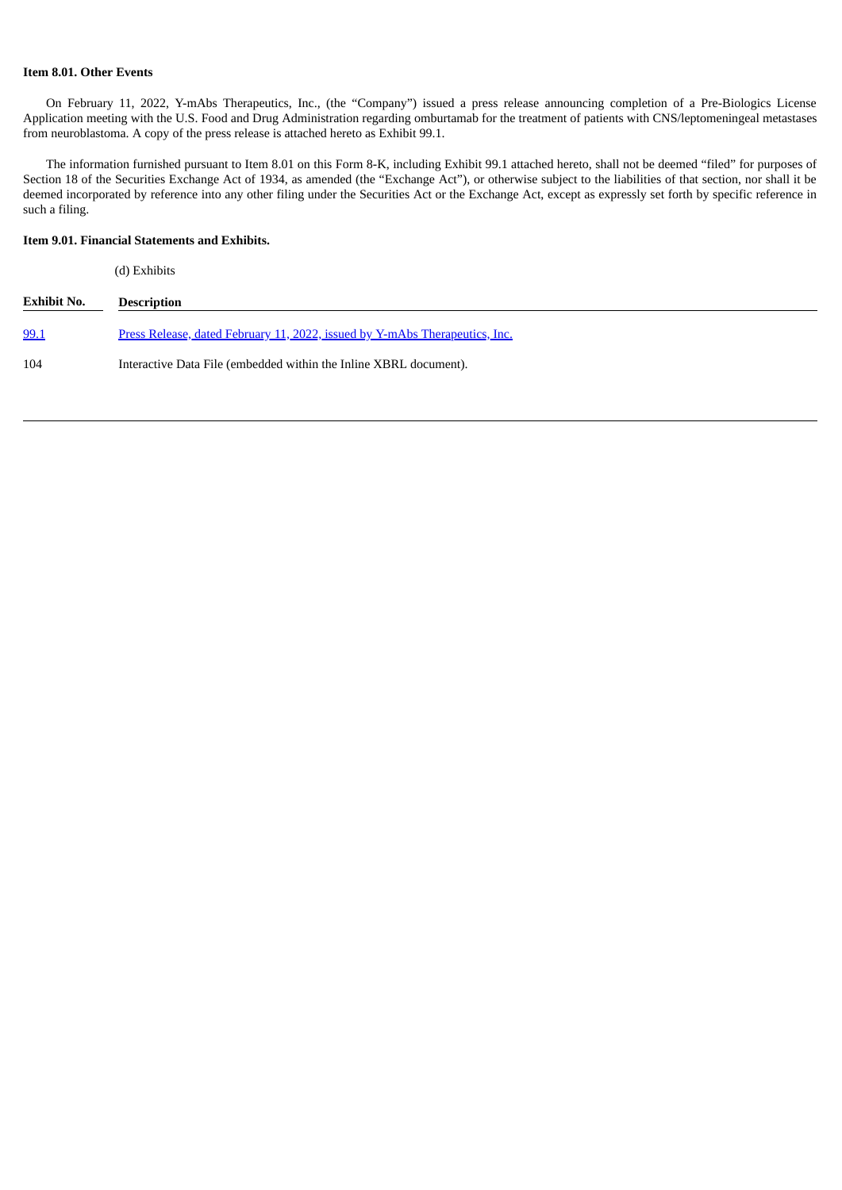**Item 8.01. Other Events**

On February 11, 2022, Y-mAbs Therapeutics, Inc., (the "Company") issued a press release announcing completion of a Pre-Biologics License Application meeting with the U.S. Food and Drug Administration regarding omburtamab for the treatment of patients with CNS/leptomeningeal metastases from neuroblastoma. A copy of the press release is attached hereto as Exhibit 99.1.

The information furnished pursuant to Item 8.01 on this Form 8-K, including Exhibit 99.1 attached hereto, shall not be deemed "filed" for purposes of Section 18 of the Securities Exchange Act of 1934, as amended (the "Exchange Act"), or otherwise subject to the liabilities of that section, nor shall it be deemed incorporated by reference into any other filing under the Securities Act or the Exchange Act, except as expressly set forth by specific reference in such a filing.

**Item 9.01. Financial Statements and Exhibits.**

(d) Exhibits

| Exhibit No. | Description |
|---|---|
| 99.1 | Press Release, dated February 11, 2022, issued by Y-mAbs Therapeutics, Inc. |
| 104 | Interactive Data File (embedded within the Inline XBRL document). |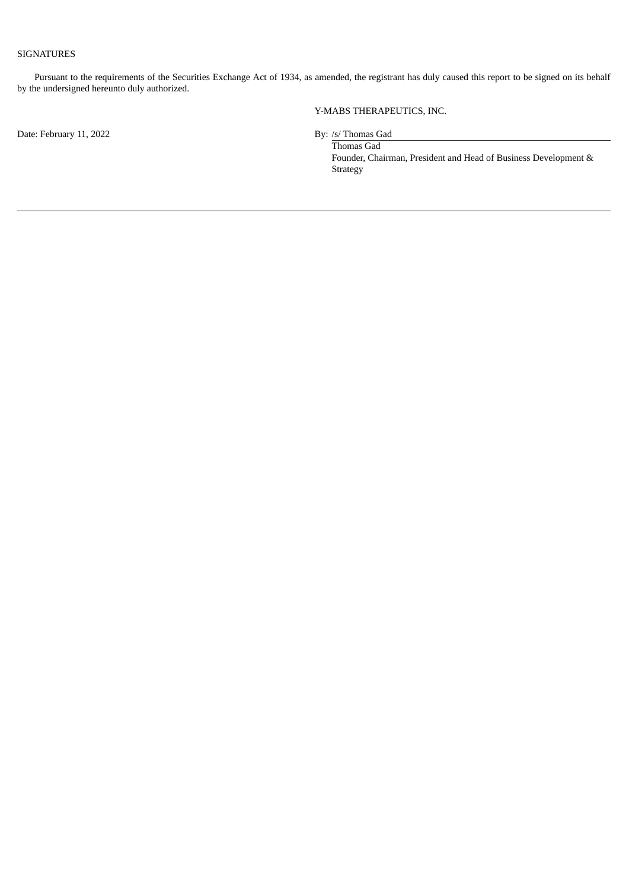SIGNATURES

Pursuant to the requirements of the Securities Exchange Act of 1934, as amended, the registrant has duly caused this report to be signed on its behalf by the undersigned hereunto duly authorized.

Y-MABS THERAPEUTICS, INC.

Date: February 11, 2022

By: /s/ Thomas Gad

Thomas Gad

Founder, Chairman, President and Head of Business Development & Strategy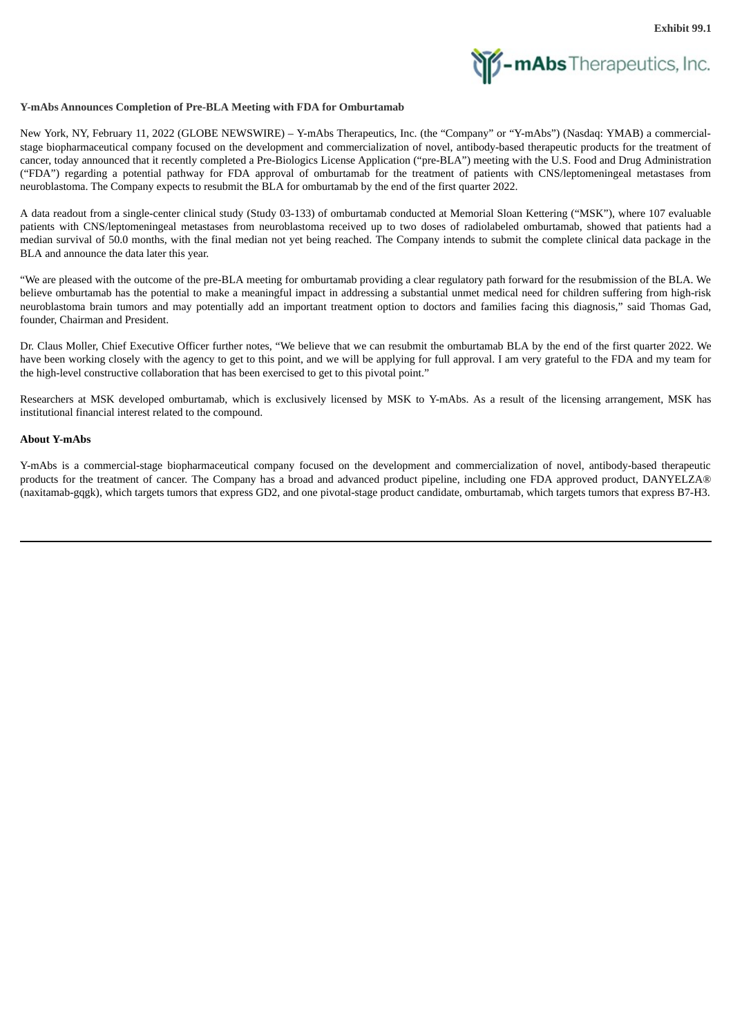**Exhibit 99.1**

**Y-mAbs Announces Completion of Pre-BLA Meeting with FDA for Omburtamab**

New York, NY, February 11, 2022 (GLOBE NEWSWIRE) – Y-mAbs Therapeutics, Inc. (the "Company" or "Y-mAbs") (Nasdaq: YMAB) a commercial-stage biopharmaceutical company focused on the development and commercialization of novel, antibody-based therapeutic products for the treatment of cancer, today announced that it recently completed a Pre-Biologics License Application ("pre-BLA") meeting with the U.S. Food and Drug Administration ("FDA") regarding a potential pathway for FDA approval of omburtamab for the treatment of patients with CNS/leptomeningeal metastases from neuroblastoma. The Company expects to resubmit the BLA for omburtamab by the end of the first quarter 2022.

A data readout from a single-center clinical study (Study 03-133) of omburtamab conducted at Memorial Sloan Kettering ("MSK"), where 107 evaluable patients with CNS/leptomeningeal metastases from neuroblastoma received up to two doses of radiolabeled omburtamab, showed that patients had a median survival of 50.0 months, with the final median not yet being reached. The Company intends to submit the complete clinical data package in the BLA and announce the data later this year.

"We are pleased with the outcome of the pre-BLA meeting for omburtamab providing a clear regulatory path forward for the resubmission of the BLA. We believe omburtamab has the potential to make a meaningful impact in addressing a substantial unmet medical need for children suffering from high-risk neuroblastoma brain tumors and may potentially add an important treatment option to doctors and families facing this diagnosis," said Thomas Gad, founder, Chairman and President.

Dr. Claus Moller, Chief Executive Officer further notes, "We believe that we can resubmit the omburtamab BLA by the end of the first quarter 2022. We have been working closely with the agency to get to this point, and we will be applying for full approval. I am very grateful to the FDA and my team for the high-level constructive collaboration that has been exercised to get to this pivotal point."

Researchers at MSK developed omburtamab, which is exclusively licensed by MSK to Y-mAbs. As a result of the licensing arrangement, MSK has institutional financial interest related to the compound.

**About Y-mAbs**

Y-mAbs is a commercial-stage biopharmaceutical company focused on the development and commercialization of novel, antibody-based therapeutic products for the treatment of cancer. The Company has a broad and advanced product pipeline, including one FDA approved product, DANYELZA® (naxitamab-gqgk), which targets tumors that express GD2, and one pivotal-stage product candidate, omburtamab, which targets tumors that express B7-H3.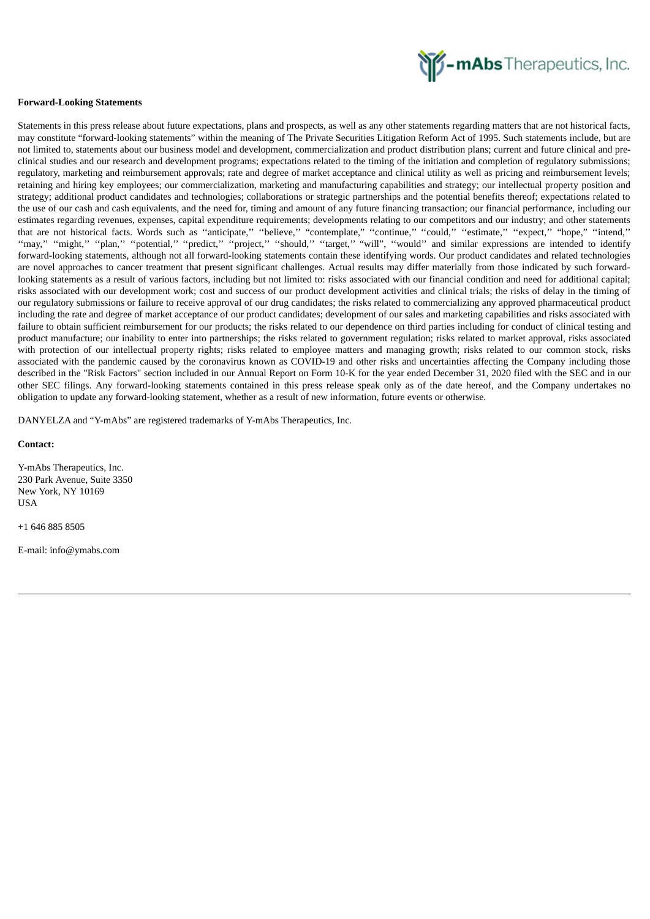**Forward-Looking Statements**

Statements in this press release about future expectations, plans and prospects, as well as any other statements regarding matters that are not historical facts, may constitute "forward-looking statements" within the meaning of The Private Securities Litigation Reform Act of 1995. Such statements include, but are not limited to, statements about our business model and development, commercialization and product distribution plans; current and future clinical and pre-clinical studies and our research and development programs; expectations related to the timing of the initiation and completion of regulatory submissions; regulatory, marketing and reimbursement approvals; rate and degree of market acceptance and clinical utility as well as pricing and reimbursement levels; retaining and hiring key employees; our commercialization, marketing and manufacturing capabilities and strategy; our intellectual property position and strategy; additional product candidates and technologies; collaborations or strategic partnerships and the potential benefits thereof; expectations related to the use of our cash and cash equivalents, and the need for, timing and amount of any future financing transaction; our financial performance, including our estimates regarding revenues, expenses, capital expenditure requirements; developments relating to our competitors and our industry; and other statements that are not historical facts. Words such as ''anticipate,'' ''believe,'' "contemplate," ''continue,'' ''could,'' ''estimate,'' ''expect,'' "hope," ''intend,'' ''may,'' ''might,'' ''plan,'' ''potential,'' ''predict,'' ''project,'' ''should,'' ''target,'' "will", ''would'' and similar expressions are intended to identify forward-looking statements, although not all forward-looking statements contain these identifying words. Our product candidates and related technologies are novel approaches to cancer treatment that present significant challenges. Actual results may differ materially from those indicated by such forward-looking statements as a result of various factors, including but not limited to: risks associated with our financial condition and need for additional capital; risks associated with our development work; cost and success of our product development activities and clinical trials; the risks of delay in the timing of our regulatory submissions or failure to receive approval of our drug candidates; the risks related to commercializing any approved pharmaceutical product including the rate and degree of market acceptance of our product candidates; development of our sales and marketing capabilities and risks associated with failure to obtain sufficient reimbursement for our products; the risks related to our dependence on third parties including for conduct of clinical testing and product manufacture; our inability to enter into partnerships; the risks related to government regulation; risks related to market approval, risks associated with protection of our intellectual property rights; risks related to employee matters and managing growth; risks related to our common stock, risks associated with the pandemic caused by the coronavirus known as COVID-19 and other risks and uncertainties affecting the Company including those described in the "Risk Factors" section included in our Annual Report on Form 10-K for the year ended December 31, 2020 filed with the SEC and in our other SEC filings. Any forward-looking statements contained in this press release speak only as of the date hereof, and the Company undertakes no obligation to update any forward-looking statement, whether as a result of new information, future events or otherwise.

DANYELZA and "Y-mAbs" are registered trademarks of Y-mAbs Therapeutics, Inc.

**Contact:**

Y-mAbs Therapeutics, Inc.
230 Park Avenue, Suite 3350
New York, NY 10169
USA

+1 646 885 8505

E-mail: info@ymabs.com